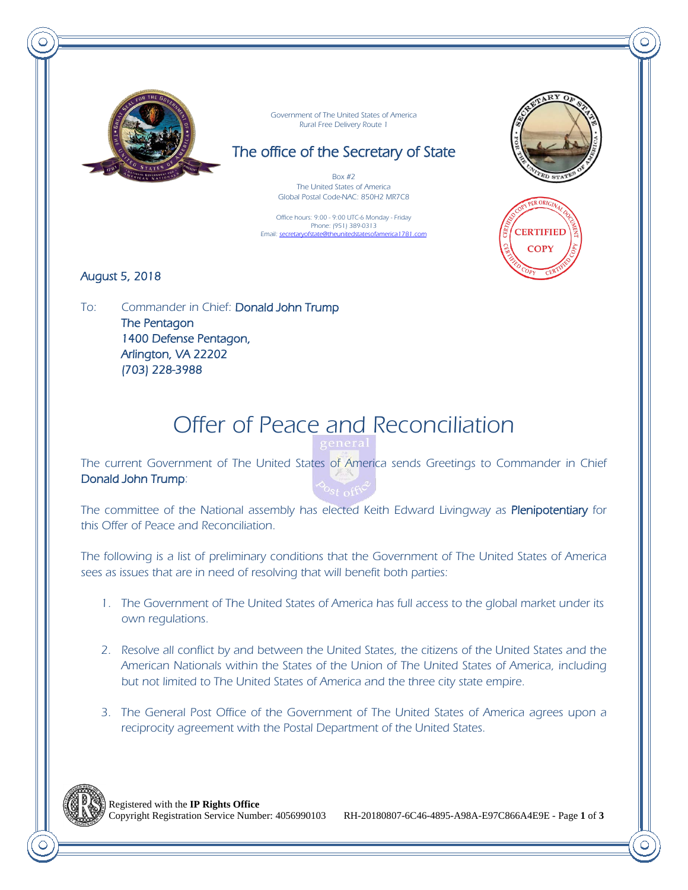Government of The United States of America
Rural Free Delivery Route 1

## The office of the Secretary of State

Box #2
The United States of America
Global Postal Code-NAC: 850H2 MR7C8

Office hours: 9:00 - 9:00 UTC-6 Monday - Friday
Phone: (951) 389-0313
Email: secretaryofstate@theunitedstatesofamerica1781.com

CERTIFIED COPY

August 5, 2018

To: Commander in Chief: **Donald John Trump**
**The Pentagon**
**1400 Defense Pentagon,**
**Arlington, VA 22202**
**(703) 228-3988**

# Offer of Peace and Reconciliation

The current Government of The United States of America sends Greetings to Commander in Chief **Donald John Trump**:

The committee of the National assembly has elected Keith Edward Livingway as **Plenipotentiary** for this Offer of Peace and Reconciliation.

The following is a list of preliminary conditions that the Government of The United States of America sees as issues that are in need of resolving that will benefit both parties:

1. The Government of The United States of America has full access to the global market under its own regulations.

2. Resolve all conflict by and between the United States, the citizens of the United States and the American Nationals within the States of the Union of The United States of America, including but not limited to The United States of America and the three city state empire.

3. The General Post Office of the Government of The United States of America agrees upon a reciprocity agreement with the Postal Department of the United States.

Registered with the **IP Rights Office**
Copyright Registration Service Number: 4056990103 RH-20180807-6C46-4895-A98A-E97C866A4E9E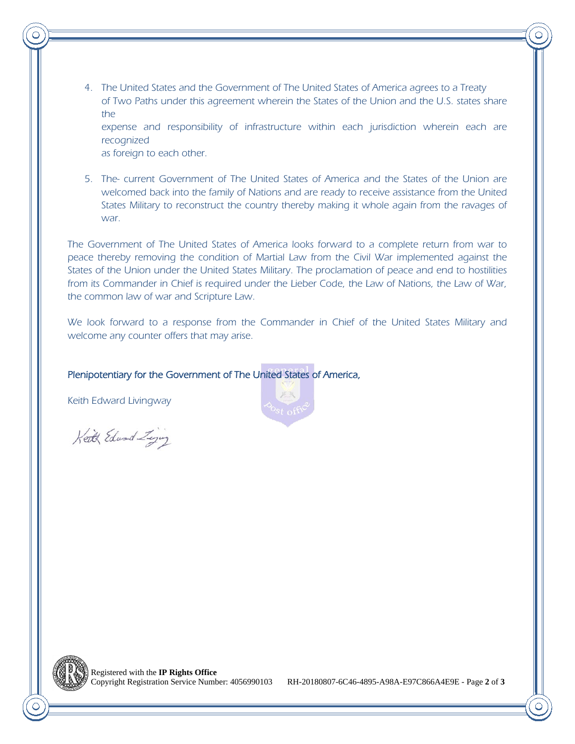4. The United States and the Government of The United States of America agrees to a Treaty of Two Paths under this agreement wherein the States of the Union and the U.S. states share the expense and responsibility of infrastructure within each jurisdiction wherein each are recognized as foreign to each other.

5. The- current Government of The United States of America and the States of the Union are welcomed back into the family of Nations and are ready to receive assistance from the United States Military to reconstruct the country thereby making it whole again from the ravages of war.

The Government of The United States of America looks forward to a complete return from war to peace thereby removing the condition of Martial Law from the Civil War implemented against the States of the Union under the United States Military. The proclamation of peace and end to hostilities from its Commander in Chief is required under the Lieber Code, the Law of Nations, the Law of War, the common law of war and Scripture Law.

We look forward to a response from the Commander in Chief of the United States Military and welcome any counter offers that may arise.

Plenipotentiary for the Government of The United States of America,

Keith Edward Livingway

Keith Edward Livingway

general post office

Registered with the **IP Rights Office**
Copyright Registration Service Number: 4056990103 RH-20180807-6C46-4895-A98A-E97C866A4E9E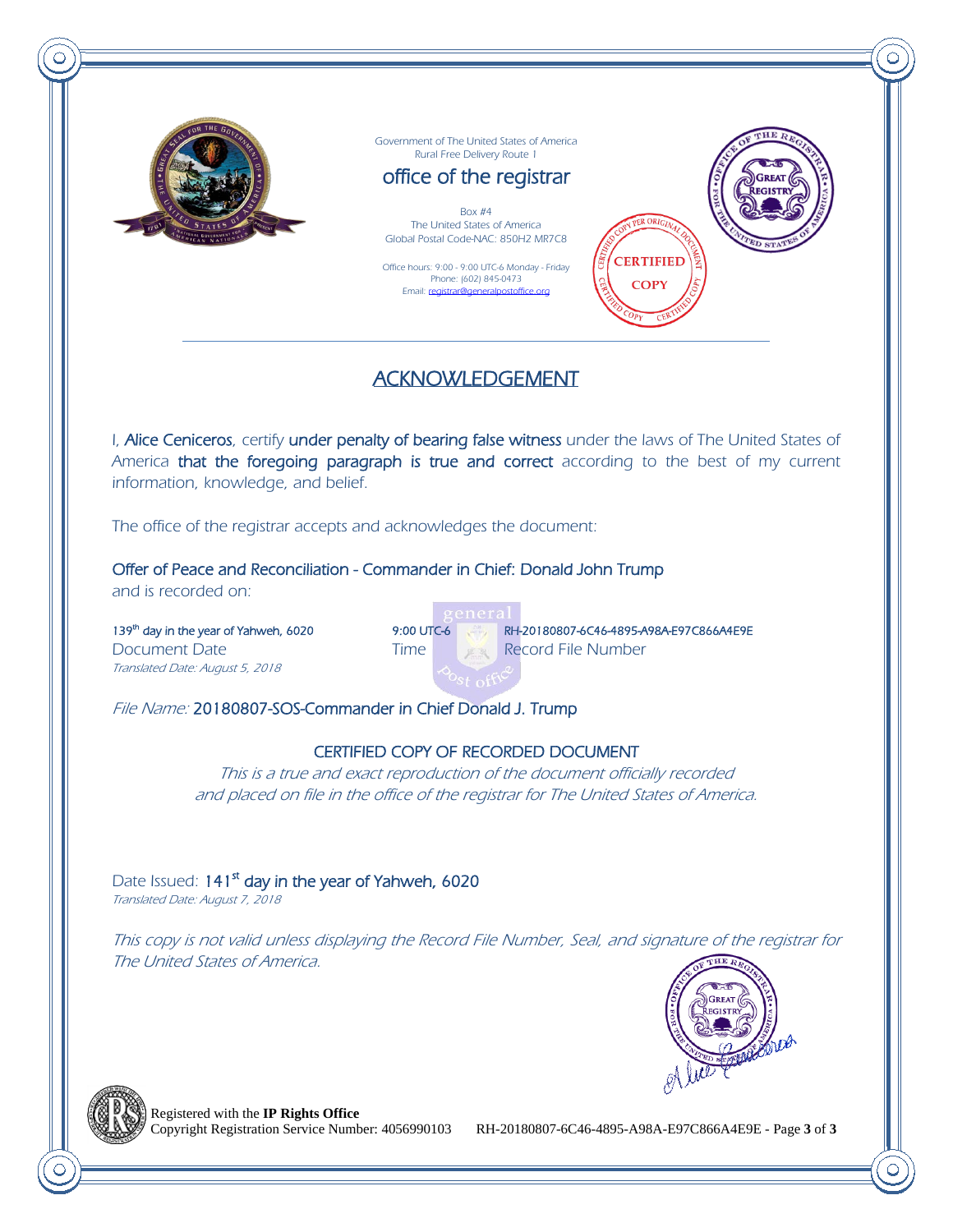Government of The United States of America
Rural Free Delivery Route 1

## office of the registrar

Box #4
The United States of America
Global Postal Code-NAC: 850H2 MR7C8

Office hours: 9:00 - 9:00 UTC-6 Monday - Friday
Phone: (602) 845-0473
Email: registrar@generalpostoffice.org

---

# ACKNOWLEDGEMENT

I, **Alice Ceniceros**, certify **under penalty of bearing false witness** under the laws of The United States of America **that the foregoing paragraph is true and correct** according to the best of my current information, knowledge, and belief.

The office of the registrar accepts and acknowledges the document:

**Offer of Peace and Reconciliation - Commander in Chief: Donald John Trump**
and is recorded on:

| 139th day in the year of Yahweh, 6020 | 9:00 UTC-6 | RH-20180807-6C46-4895-A98A-E97C866A4E9E |
|---|---|---|
| Document Date | Time | Record File Number |
| *Translated Date: August 5, 2018* | | |

*File Name:* 20180807-SOS-Commander in Chief Donald J. Trump

**CERTIFIED COPY OF RECORDED DOCUMENT**

*This is a true and exact reproduction of the document officially recorded and placed on file in the office of the registrar for The United States of America.*

Date Issued: **141st day in the year of Yahweh, 6020**
*Translated Date: August 7, 2018*

*This copy is not valid unless displaying the Record File Number, Seal, and signature of the registrar for The United States of America.*

Registered with the **IP Rights Office**
Copyright Registration Service Number: 4056990103